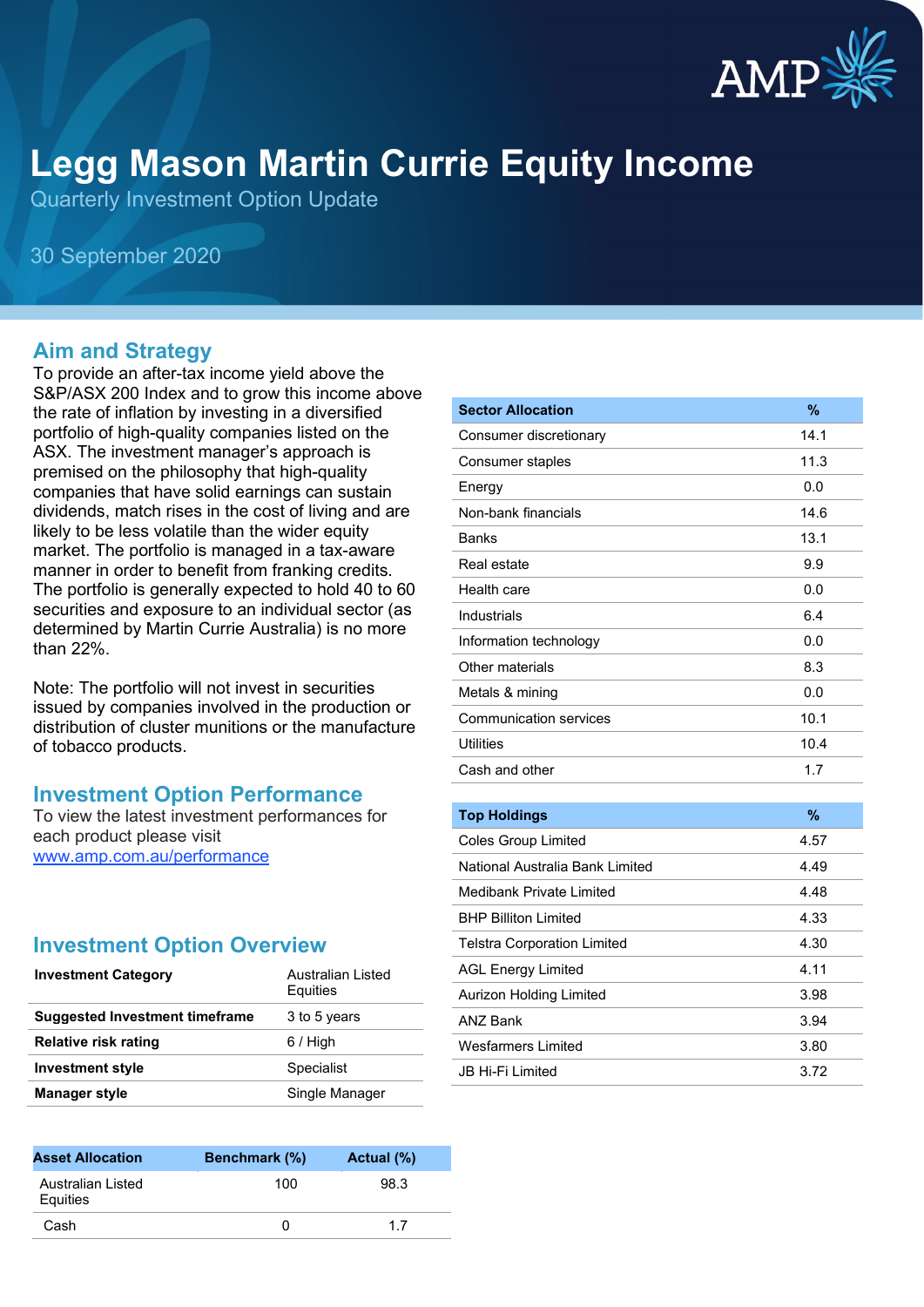# Legg Mason Martin Currie Equity Income

Quarterly Investment Option Update

30 September 2020

## Aim and Strategy

To provide an after-tax income yield above the S&P/ASX 200 Index and to grow this income above the rate of inflation by investing in a diversified portfolio of high-quality companies listed on the ASX. The investment manager's approach is premised on the philosophy that high-quality companies that have solid earnings can sustain dividends, match rises in the cost of living and are likely to be less volatile than the wider equity market. The portfolio is managed in a tax-aware manner in order to benefit from franking credits. The portfolio is generally expected to hold 40 to 60 securities and exposure to an individual sector (as determined by Martin Currie Australia) is no more than 22%.

Note: The portfolio will not invest in securities issued by companies involved in the production or distribution of cluster munitions or the manufacture of tobacco products.

## Investment Option Performance

To view the latest investment performances for each product please visit [www.amp.com.au/performance](www.amp.com.au/performance)

## Investment Option Overview

| | |
|---|---|
| **Investment Category** | Australian Listed Equities |
| **Suggested Investment timeframe** | 3 to 5 years |
| **Relative risk rating** | 6 / High |
| **Investment style** | Specialist |
| **Manager style** | Single Manager |

| Asset Allocation | Benchmark (%) | Actual (%) |
|---|---|---|
| Australian Listed Equities | 100 | 98.3 |
| Cash | 0 | 1.7 |

| Sector Allocation | % |
|---|---|
| Consumer discretionary | 14.1 |
| Consumer staples | 11.3 |
| Energy | 0.0 |
| Non-bank financials | 14.6 |
| Banks | 13.1 |
| Real estate | 9.9 |
| Health care | 0.0 |
| Industrials | 6.4 |
| Information technology | 0.0 |
| Other materials | 8.3 |
| Metals & mining | 0.0 |
| Communication services | 10.1 |
| Utilities | 10.4 |
| Cash and other | 1.7 |

| Top Holdings | % |
|---|---|
| Coles Group Limited | 4.57 |
| National Australia Bank Limited | 4.49 |
| Medibank Private Limited | 4.48 |
| BHP Billiton Limited | 4.33 |
| Telstra Corporation Limited | 4.30 |
| AGL Energy Limited | 4.11 |
| Aurizon Holding Limited | 3.98 |
| ANZ Bank | 3.94 |
| Wesfarmers Limited | 3.80 |
| JB Hi-Fi Limited | 3.72 |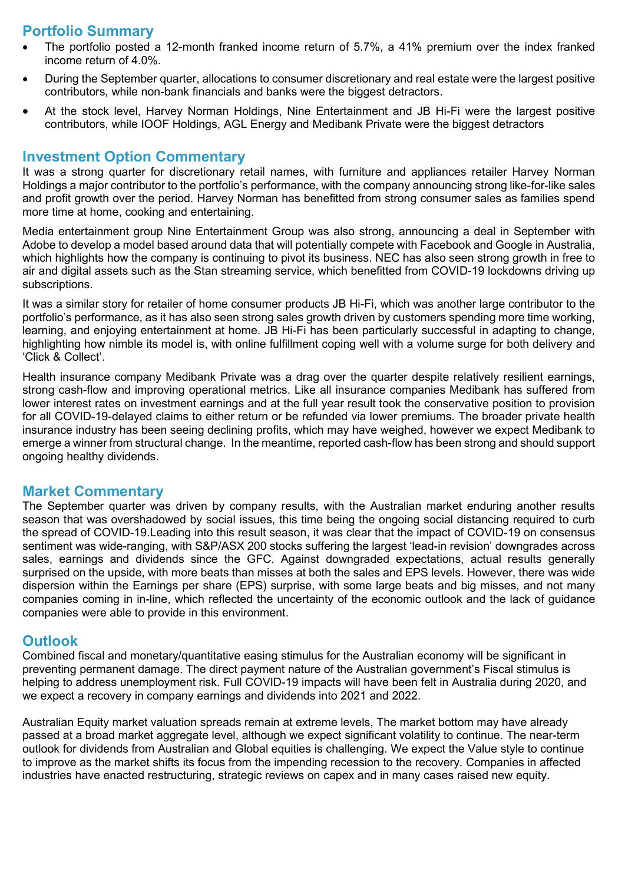## Portfolio Summary

- The portfolio posted a 12-month franked income return of 5.7%, a 41% premium over the index franked income return of 4.0%.
- During the September quarter, allocations to consumer discretionary and real estate were the largest positive contributors, while non-bank financials and banks were the biggest detractors.
- At the stock level, Harvey Norman Holdings, Nine Entertainment and JB Hi-Fi were the largest positive contributors, while IOOF Holdings, AGL Energy and Medibank Private were the biggest detractors

## Investment Option Commentary

It was a strong quarter for discretionary retail names, with furniture and appliances retailer Harvey Norman Holdings a major contributor to the portfolio's performance, with the company announcing strong like-for-like sales and profit growth over the period. Harvey Norman has benefitted from strong consumer sales as families spend more time at home, cooking and entertaining.

Media entertainment group Nine Entertainment Group was also strong, announcing a deal in September with Adobe to develop a model based around data that will potentially compete with Facebook and Google in Australia, which highlights how the company is continuing to pivot its business. NEC has also seen strong growth in free to air and digital assets such as the Stan streaming service, which benefitted from COVID-19 lockdowns driving up subscriptions.

It was a similar story for retailer of home consumer products JB Hi-Fi, which was another large contributor to the portfolio's performance, as it has also seen strong sales growth driven by customers spending more time working, learning, and enjoying entertainment at home. JB Hi-Fi has been particularly successful in adapting to change, highlighting how nimble its model is, with online fulfillment coping well with a volume surge for both delivery and 'Click & Collect'.

Health insurance company Medibank Private was a drag over the quarter despite relatively resilient earnings, strong cash-flow and improving operational metrics. Like all insurance companies Medibank has suffered from lower interest rates on investment earnings and at the full year result took the conservative position to provision for all COVID-19-delayed claims to either return or be refunded via lower premiums. The broader private health insurance industry has been seeing declining profits, which may have weighed, however we expect Medibank to emerge a winner from structural change. In the meantime, reported cash-flow has been strong and should support ongoing healthy dividends.

## Market Commentary

The September quarter was driven by company results, with the Australian market enduring another results season that was overshadowed by social issues, this time being the ongoing social distancing required to curb the spread of COVID-19.Leading into this result season, it was clear that the impact of COVID-19 on consensus sentiment was wide-ranging, with S&P/ASX 200 stocks suffering the largest 'lead-in revision' downgrades across sales, earnings and dividends since the GFC. Against downgraded expectations, actual results generally surprised on the upside, with more beats than misses at both the sales and EPS levels. However, there was wide dispersion within the Earnings per share (EPS) surprise, with some large beats and big misses, and not many companies coming in in-line, which reflected the uncertainty of the economic outlook and the lack of guidance companies were able to provide in this environment.

## Outlook

Combined fiscal and monetary/quantitative easing stimulus for the Australian economy will be significant in preventing permanent damage. The direct payment nature of the Australian government's Fiscal stimulus is helping to address unemployment risk. Full COVID-19 impacts will have been felt in Australia during 2020, and we expect a recovery in company earnings and dividends into 2021 and 2022.

Australian Equity market valuation spreads remain at extreme levels, The market bottom may have already passed at a broad market aggregate level, although we expect significant volatility to continue. The near-term outlook for dividends from Australian and Global equities is challenging. We expect the Value style to continue to improve as the market shifts its focus from the impending recession to the recovery. Companies in affected industries have enacted restructuring, strategic reviews on capex and in many cases raised new equity.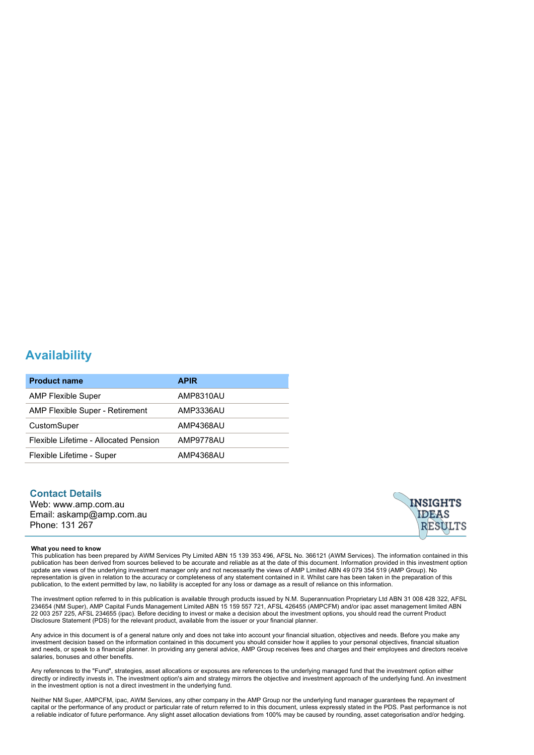## Availability

| Product name | APIR |
|---|---|
| AMP Flexible Super | AMP8310AU |
| AMP Flexible Super - Retirement | AMP3336AU |
| CustomSuper | AMP4368AU |
| Flexible Lifetime - Allocated Pension | AMP9778AU |
| Flexible Lifetime - Super | AMP4368AU |

### Contact Details

Web: www.amp.com.au
Email: askamp@amp.com.au
Phone: 131 267

INSIGHTS
IDEAS
RESULTS

**What you need to know**

This publication has been prepared by AWM Services Pty Limited ABN 15 139 353 496, AFSL No. 366121 (AWM Services). The information contained in this publication has been derived from sources believed to be accurate and reliable as at the date of this document. Information provided in this investment option update are views of the underlying investment manager only and not necessarily the views of AMP Limited ABN 49 079 354 519 (AMP Group). No representation is given in relation to the accuracy or completeness of any statement contained in it. Whilst care has been taken in the preparation of this publication, to the extent permitted by law, no liability is accepted for any loss or damage as a result of reliance on this information.

The investment option referred to in this publication is available through products issued by N.M. Superannuation Proprietary Ltd ABN 31 008 428 322, AFSL 234654 (NM Super), AMP Capital Funds Management Limited ABN 15 159 557 721, AFSL 426455 (AMPCFM) and/or ipac asset management limited ABN 22 003 257 225, AFSL 234655 (ipac). Before deciding to invest or make a decision about the investment options, you should read the current Product Disclosure Statement (PDS) for the relevant product, available from the issuer or your financial planner.

Any advice in this document is of a general nature only and does not take into account your financial situation, objectives and needs. Before you make any investment decision based on the information contained in this document you should consider how it applies to your personal objectives, financial situation and needs, or speak to a financial planner. In providing any general advice, AMP Group receives fees and charges and their employees and directors receive salaries, bonuses and other benefits.

Any references to the "Fund", strategies, asset allocations or exposures are references to the underlying managed fund that the investment option either directly or indirectly invests in. The investment option's aim and strategy mirrors the objective and investment approach of the underlying fund. An investment in the investment option is not a direct investment in the underlying fund.

Neither NM Super, AMPCFM, ipac, AWM Services, any other company in the AMP Group nor the underlying fund manager guarantees the repayment of capital or the performance of any product or particular rate of return referred to in this document, unless expressly stated in the PDS. Past performance is not a reliable indicator of future performance. Any slight asset allocation deviations from 100% may be caused by rounding, asset categorisation and/or hedging.